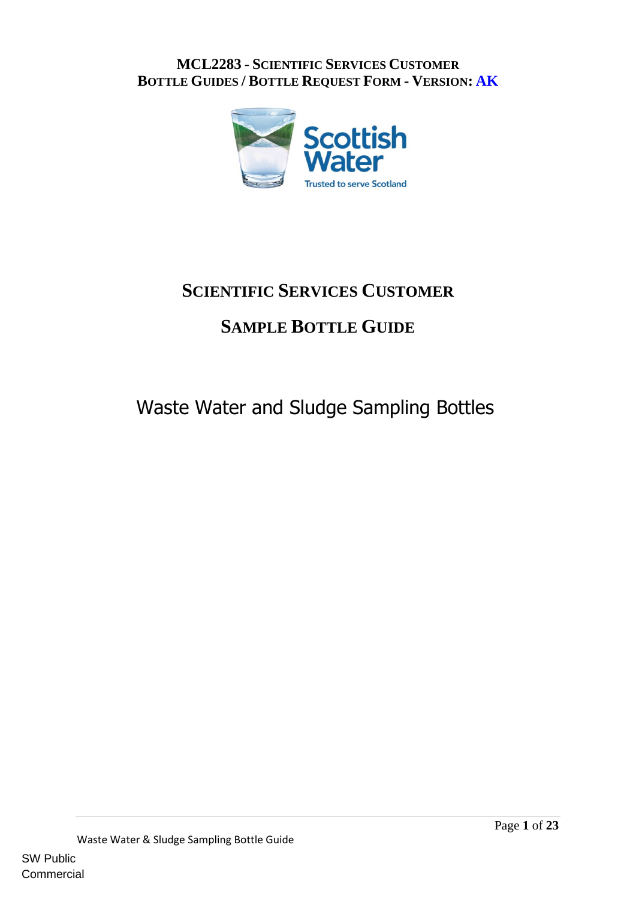**MCL2283 - SCIENTIFIC SERVICES CUSTOMER BOTTLE GUIDES / BOTTLE REQUEST FORM - VERSION: AK**

Scottish Water

Trusted to serve Scotland

# SCIENTIFIC SERVICES CUSTOMER

# SAMPLE BOTTLE GUIDE

## Waste Water and Sludge Sampling Bottles

SW Public
Commercial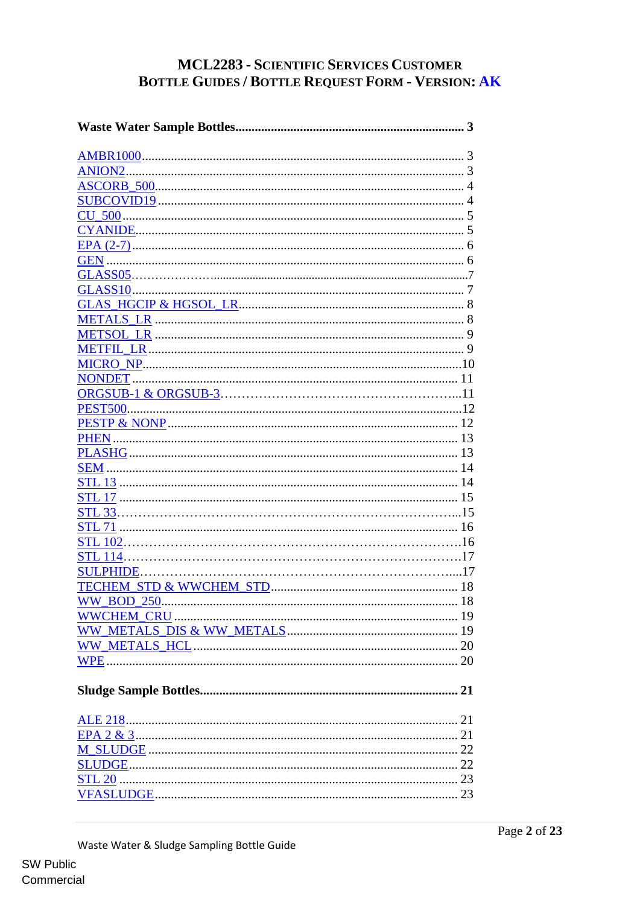# MCL2283 - Scientific Services Customer Bottle Guides / Bottle Request Form - Version: AK

**Waste Water Sample Bottles** ........................................ 3

AMBR1000 ........................................ 3
ANION2 ........................................ 3
ASCORB_500 ........................................ 4
SUBCOVID19 ........................................ 4
CU_500 ........................................ 5
CYANIDE ........................................ 5
EPA (2-7) ........................................ 6
GEN ........................................ 6
GLASS05 ........................................ 7
GLASS10 ........................................ 7
GLAS_HGCIP & HGSOL_LR ........................................ 8
METALS_LR ........................................ 8
METSOL_LR ........................................ 9
METFIL_LR ........................................ 9
MICRO_NP ........................................ 10
NONDET ........................................ 11
ORGSUB-1 & ORGSUB-3 ........................................ 11
PEST500 ........................................ 12
PESTP & NONP ........................................ 12
PHEN ........................................ 13
PLASHG ........................................ 13
SEM ........................................ 14
STL 13 ........................................ 14
STL 17 ........................................ 15
STL 33 ........................................ 15
STL 71 ........................................ 16
STL 102 ........................................ 16
STL 114 ........................................ 17
SULPHIDE ........................................ 17
TECHEM_STD & WWCHEM_STD ........................................ 18
WW_BOD_250 ........................................ 18
WWCHEM_CRU ........................................ 19
WW_METALS_DIS & WW_METALS ........................................ 19
WW_METALS_HCL ........................................ 20
WPE ........................................ 20

**Sludge Sample Bottles** ........................................ 21

ALE 218 ........................................ 21
EPA 2 & 3 ........................................ 21
M_SLUDGE ........................................ 22
SLUDGE ........................................ 22
STL 20 ........................................ 23
VFASLUDGE ........................................ 23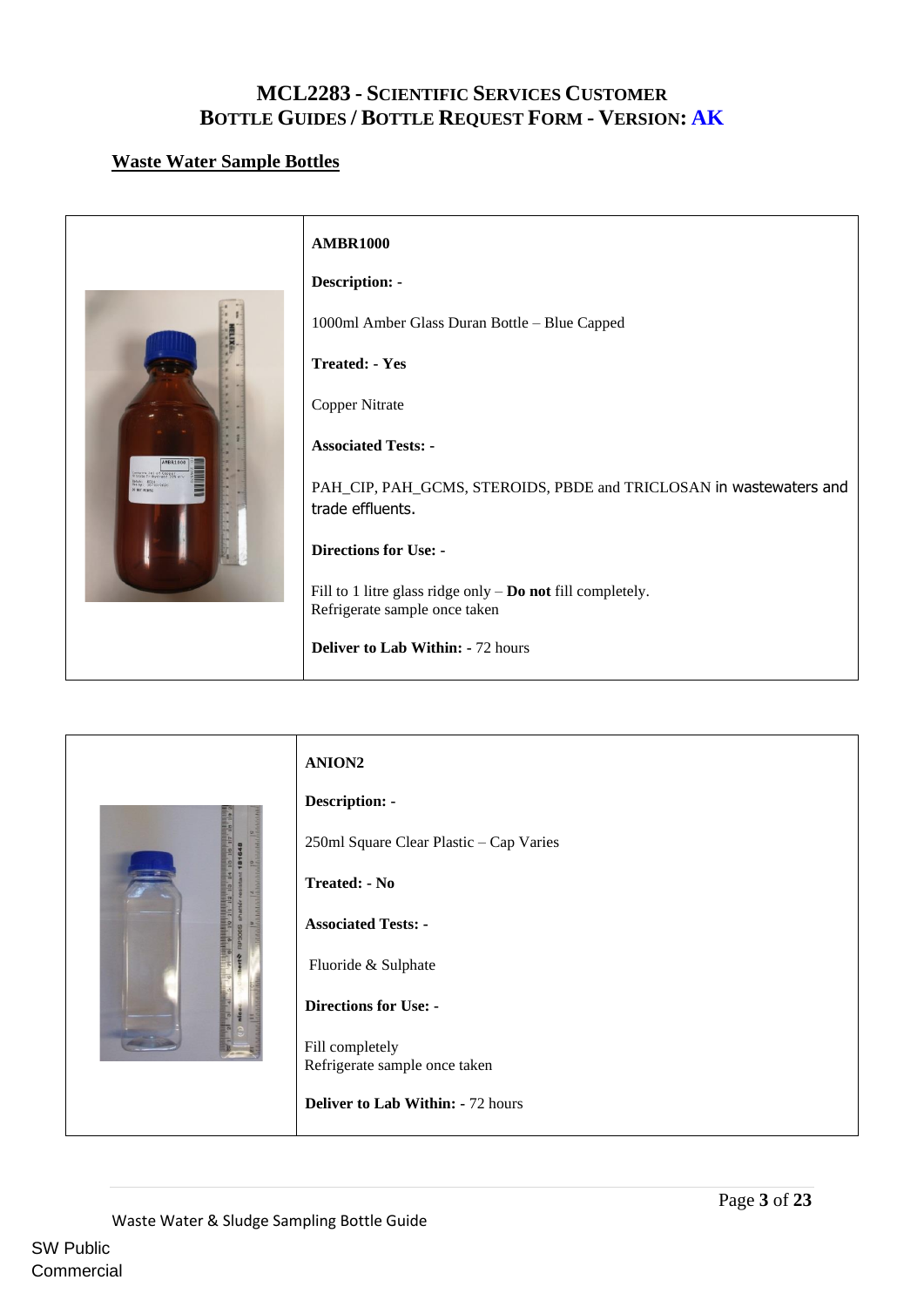# MCL2283 - SCIENTIFIC SERVICES CUSTOMER BOTTLE GUIDES / BOTTLE REQUEST FORM - VERSION: AK

## Waste Water Sample Bottles

**AMBR1000**

**Description: -**

1000ml Amber Glass Duran Bottle – Blue Capped

**Treated: - Yes**

Copper Nitrate

**Associated Tests: -**

PAH_CIP, PAH_GCMS, STEROIDS, PBDE and TRICLOSAN in wastewaters and trade effluents.

**Directions for Use: -**

Fill to 1 litre glass ridge only – **Do not** fill completely.
Refrigerate sample once taken

**Deliver to Lab Within: -** 72 hours

**ANION2**

**Description: -**

250ml Square Clear Plastic – Cap Varies

**Treated: - No**

**Associated Tests: -**

Fluoride & Sulphate

**Directions for Use: -**

Fill completely
Refrigerate sample once taken

**Deliver to Lab Within: -** 72 hours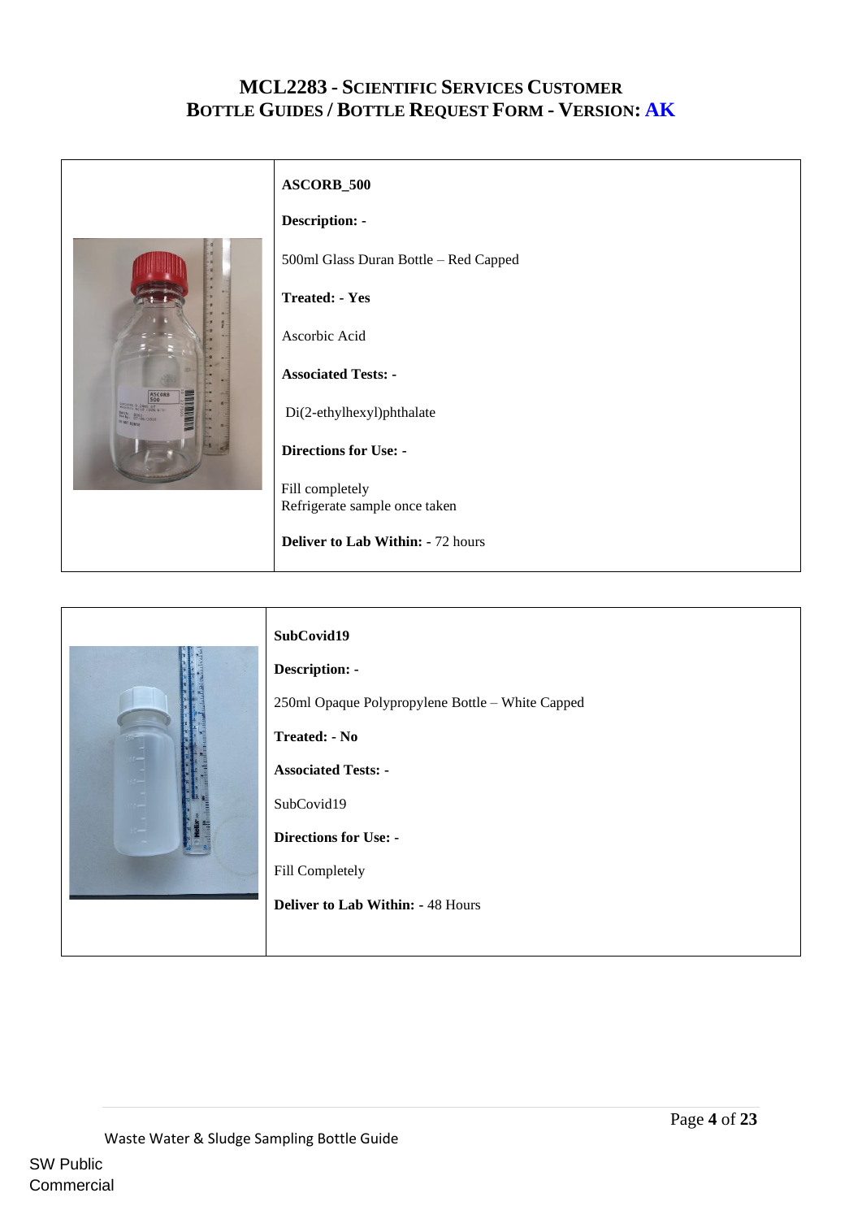# MCL2283 - Scientific Services Customer Bottle Guides / Bottle Request Form - Version: AK

**ASCORB_500**

**Description: -**

500ml Glass Duran Bottle – Red Capped

**Treated: - Yes**

Ascorbic Acid

**Associated Tests: -**

Di(2-ethylhexyl)phthalate

**Directions for Use: -**

Fill completely
Refrigerate sample once taken

**Deliver to Lab Within:** - 72 hours

---

**SubCovid19**

**Description: -**

250ml Opaque Polypropylene Bottle – White Capped

**Treated: - No**

**Associated Tests: -**

SubCovid19

**Directions for Use: -**

Fill Completely

**Deliver to Lab Within: -** 48 Hours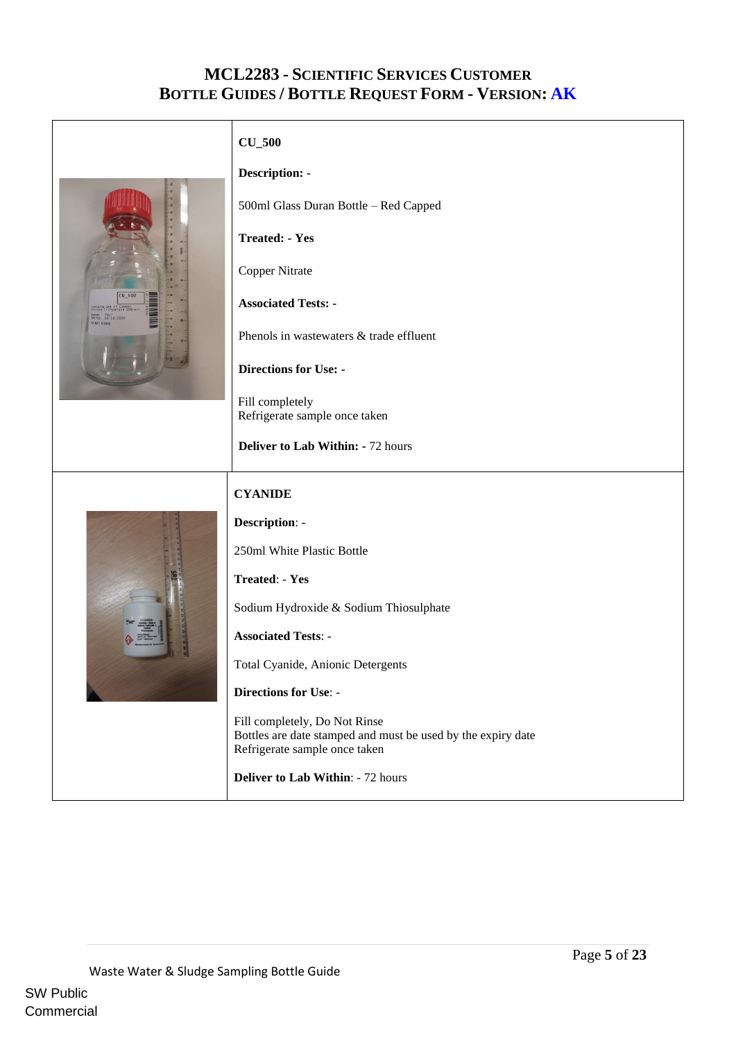# MCL2283 - Scientific Services Customer Bottle Guides / Bottle Request Form - Version: AK

## CU_500

**Description: -**

500ml Glass Duran Bottle – Red Capped

**Treated: - Yes**

Copper Nitrate

**Associated Tests: -**

Phenols in wastewaters & trade effluent

**Directions for Use: -**

Fill completely
Refrigerate sample once taken

**Deliver to Lab Within: -** 72 hours

## CYANIDE

**Description**: -

250ml White Plastic Bottle

**Treated**: - **Yes**

Sodium Hydroxide & Sodium Thiosulphate

**Associated Tests**: -

Total Cyanide, Anionic Detergents

**Directions for Use**: -

Fill completely, Do Not Rinse
Bottles are date stamped and must be used by the expiry date
Refrigerate sample once taken

**Deliver to Lab Within**: - 72 hours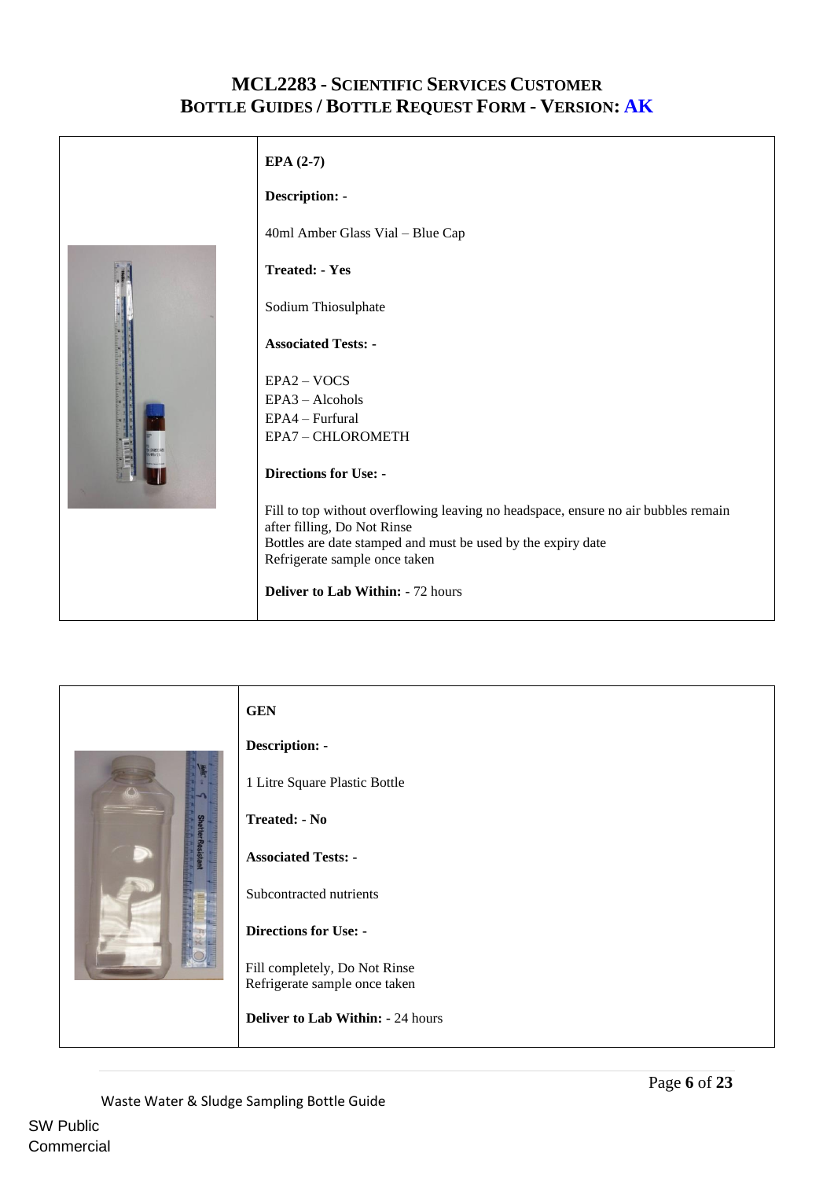**EPA (2-7)**

**Description: -**

40ml Amber Glass Vial – Blue Cap

**Treated: - Yes**

Sodium Thiosulphate

**Associated Tests: -**

EPA2 – VOCS
EPA3 – Alcohols
EPA4 – Furfural
EPA7 – CHLOROMETH

**Directions for Use: -**

Fill to top without overflowing leaving no headspace, ensure no air bubbles remain after filling, Do Not Rinse
Bottles are date stamped and must be used by the expiry date
Refrigerate sample once taken

**Deliver to Lab Within:** - 72 hours

**GEN**

**Description: -**

1 Litre Square Plastic Bottle

**Treated: - No**

**Associated Tests: -**

Subcontracted nutrients

**Directions for Use: -**

Fill completely, Do Not Rinse
Refrigerate sample once taken

**Deliver to Lab Within:** - 24 hours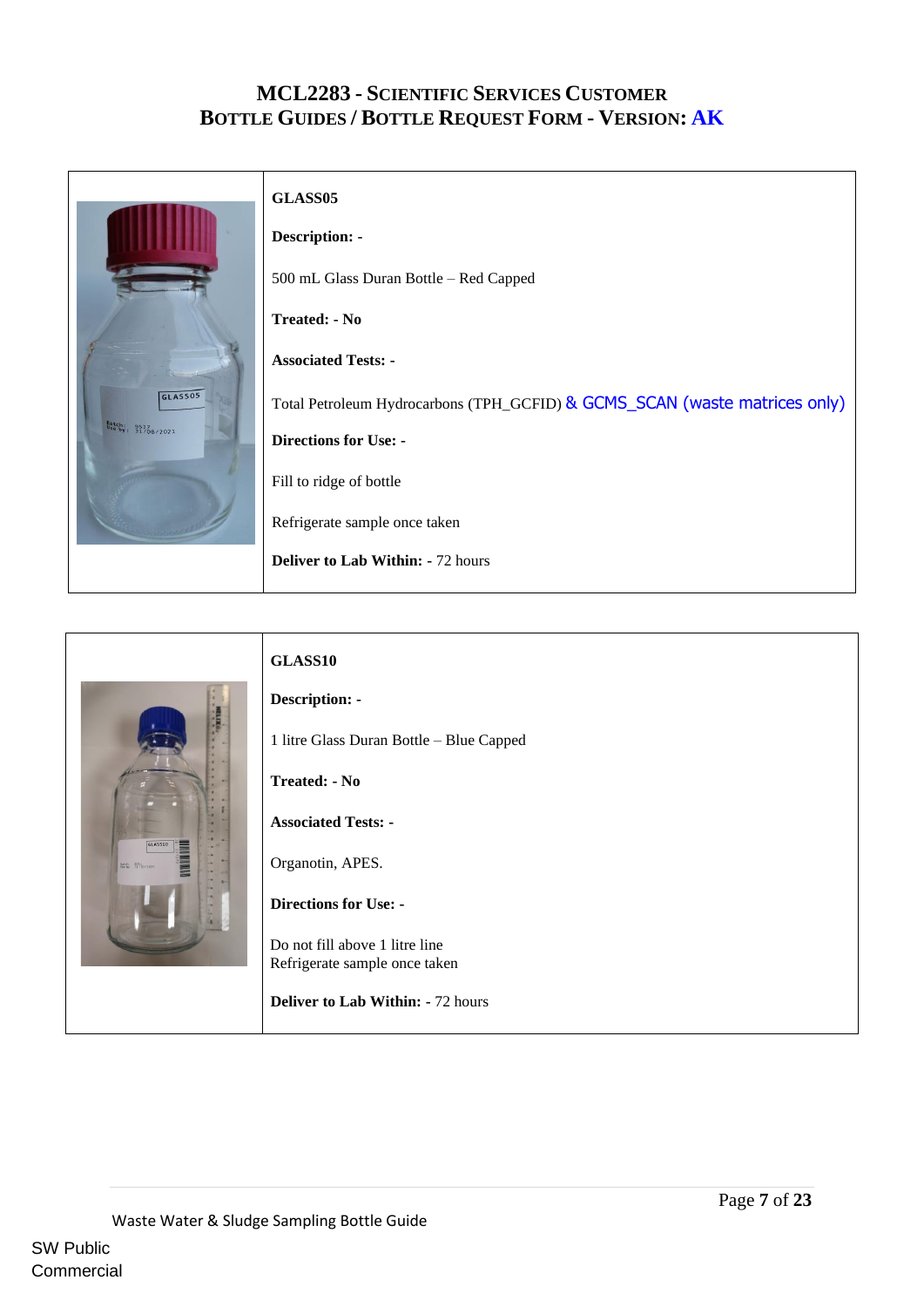**GLASS05**

**Description: -**

500 mL Glass Duran Bottle – Red Capped

**Treated: - No**

**Associated Tests: -**

Total Petroleum Hydrocarbons (TPH_GCFID) & GCMS_SCAN (waste matrices only)

**Directions for Use: -**

Fill to ridge of bottle

Refrigerate sample once taken

**Deliver to Lab Within:** - 72 hours

---

**GLASS10**

**Description: -**

1 litre Glass Duran Bottle – Blue Capped

**Treated: - No**

**Associated Tests: -**

Organotin, APES.

**Directions for Use: -**

Do not fill above 1 litre line
Refrigerate sample once taken

**Deliver to Lab Within:** - 72 hours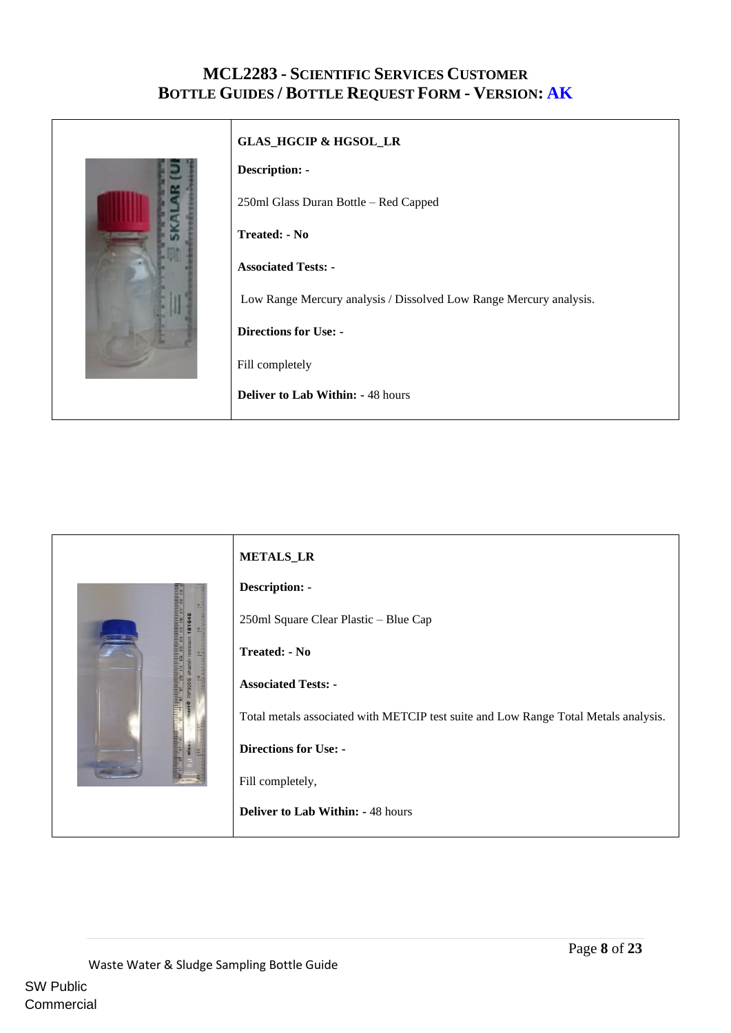**GLAS_HGCIP & HGSOL_LR**

**Description: -**

250ml Glass Duran Bottle – Red Capped

**Treated: - No**

**Associated Tests: -**

Low Range Mercury analysis / Dissolved Low Range Mercury analysis.

**Directions for Use: -**

Fill completely

**Deliver to Lab Within: -** 48 hours

**METALS_LR**

**Description: -**

250ml Square Clear Plastic – Blue Cap

**Treated: - No**

**Associated Tests: -**

Total metals associated with METCIP test suite and Low Range Total Metals analysis.

**Directions for Use: -**

Fill completely,

**Deliver to Lab Within: -** 48 hours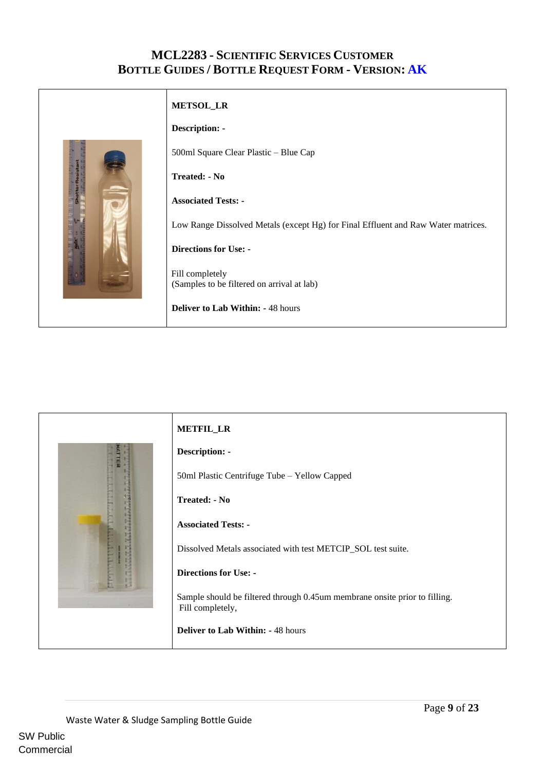# MCL2283 - Scientific Services Customer Bottle Guides / Bottle Request Form - Version: AK

| | |
|---|---|
| | **METSOL_LR**<br><br>**Description: -**<br><br>500ml Square Clear Plastic – Blue Cap<br><br>**Treated: - No**<br><br>**Associated Tests: -**<br><br>Low Range Dissolved Metals (except Hg) for Final Effluent and Raw Water matrices.<br><br>**Directions for Use: -**<br><br>Fill completely<br>(Samples to be filtered on arrival at lab)<br><br>**Deliver to Lab Within:** - 48 hours |

| | |
|---|---|
| | **METFIL_LR**<br><br>**Description: -**<br><br>50ml Plastic Centrifuge Tube – Yellow Capped<br><br>**Treated: - No**<br><br>**Associated Tests: -**<br><br>Dissolved Metals associated with test METCIP_SOL test suite.<br><br>**Directions for Use: -**<br><br>Sample should be filtered through 0.45um membrane onsite prior to filling.<br>Fill completely,<br><br>**Deliver to Lab Within:** - 48 hours |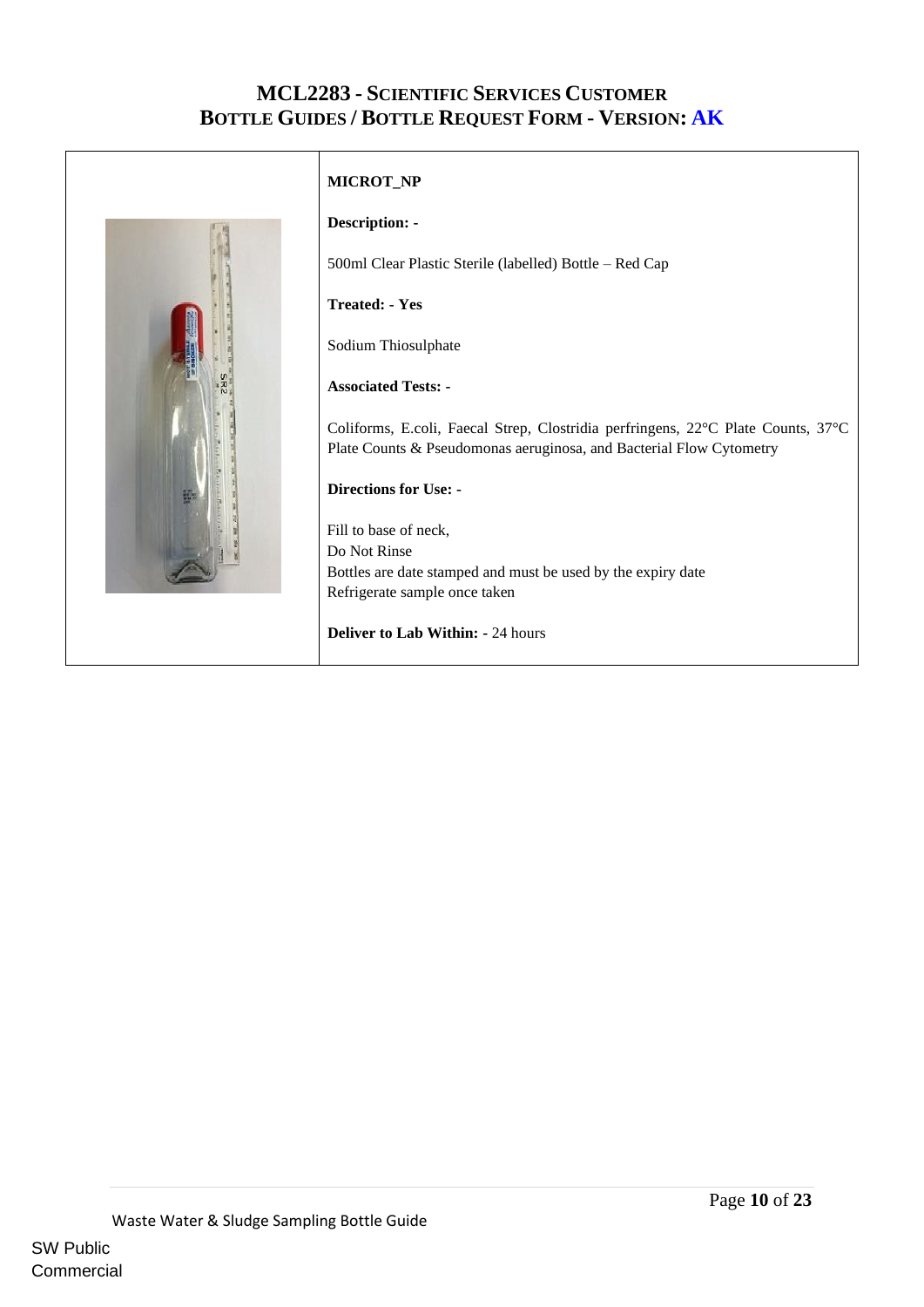# MCL2283 - Scientific Services Customer Bottle Guides / Bottle Request Form - Version: AK

**MICROT_NP**

**Description: -**

500ml Clear Plastic Sterile (labelled) Bottle – Red Cap

**Treated: - Yes**

Sodium Thiosulphate

**Associated Tests: -**

Coliforms, E.coli, Faecal Strep, Clostridia perfringens, 22°C Plate Counts, 37°C Plate Counts & Pseudomonas aeruginosa, and Bacterial Flow Cytometry

**Directions for Use: -**

Fill to base of neck,
Do Not Rinse
Bottles are date stamped and must be used by the expiry date
Refrigerate sample once taken

**Deliver to Lab Within:** - 24 hours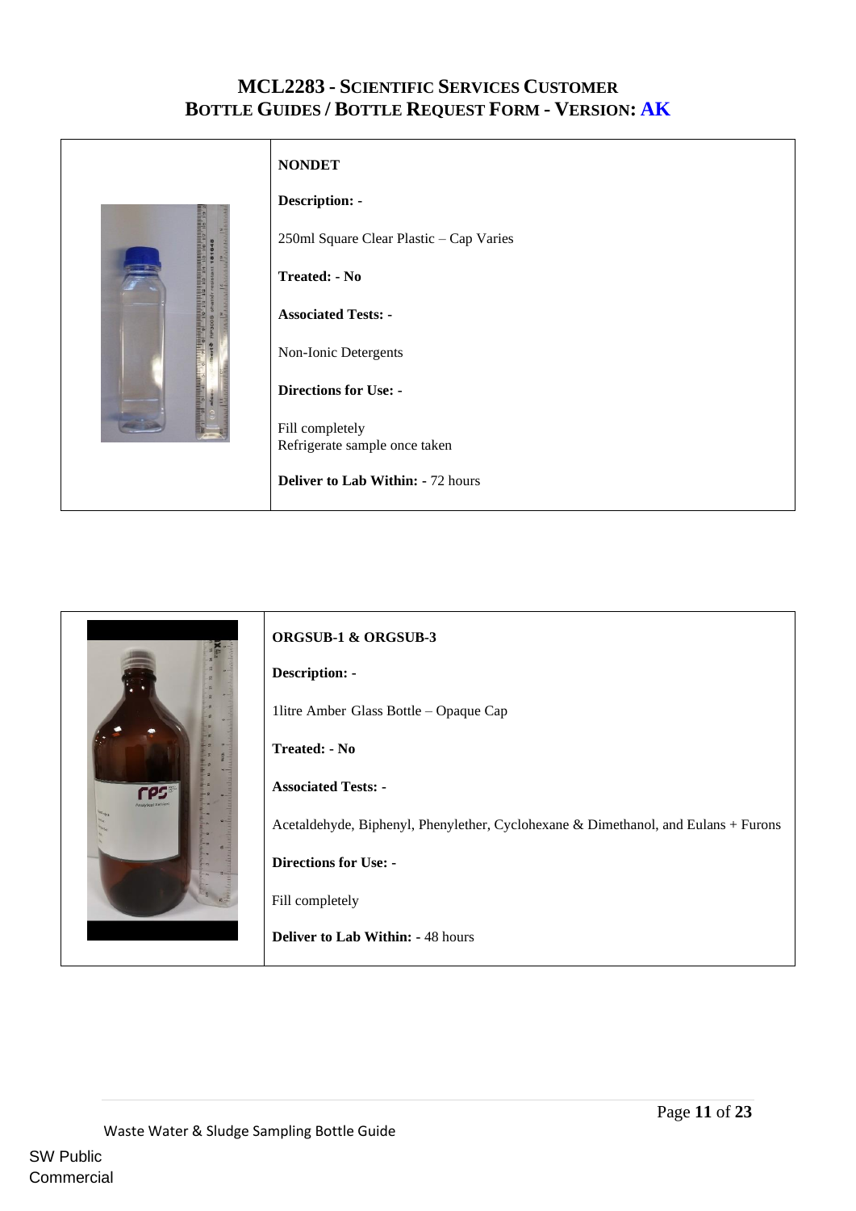**NONDET**

**Description: -**

250ml Square Clear Plastic – Cap Varies

**Treated: - No**

**Associated Tests: -**

Non-Ionic Detergents

**Directions for Use: -**

Fill completely
Refrigerate sample once taken

**Deliver to Lab Within: -** 72 hours

**ORGSUB-1 & ORGSUB-3**

**Description: -**

1litre Amber Glass Bottle – Opaque Cap

**Treated: - No**

**Associated Tests: -**

Acetaldehyde, Biphenyl, Phenylether, Cyclohexane & Dimethanol, and Eulans + Furons

**Directions for Use: -**

Fill completely

**Deliver to Lab Within: -** 48 hours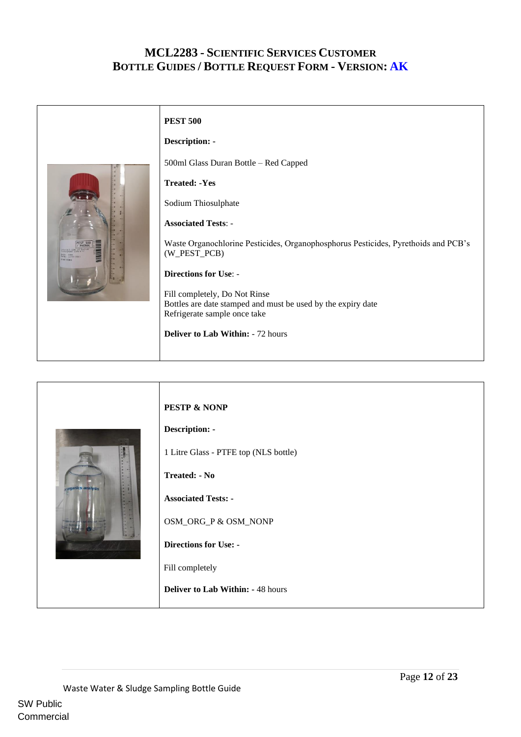# MCL2283 - Scientific Services Customer Bottle Guides / Bottle Request Form - Version: AK

| | |
|---|---|
| | **PEST 500**<br><br>**Description: -**<br><br>500ml Glass Duran Bottle – Red Capped<br><br>**Treated: -Yes**<br><br>Sodium Thiosulphate<br><br>**Associated Tests**: -<br><br>Waste Organochlorine Pesticides, Organophosphorus Pesticides, Pyrethoids and PCB's (W_PEST_PCB)<br><br>**Directions for Use**: -<br><br>Fill completely, Do Not Rinse<br>Bottles are date stamped and must be used by the expiry date<br>Refrigerate sample once take<br><br>**Deliver to Lab Within:** - 72 hours |

| | |
|---|---|
| | **PESTP & NONP**<br><br>**Description: -**<br><br>1 Litre Glass - PTFE top (NLS bottle)<br><br>**Treated: - No**<br><br>**Associated Tests: -**<br><br>OSM_ORG_P & OSM_NONP<br><br>**Directions for Use: -**<br><br>Fill completely<br><br>**Deliver to Lab Within:** - 48 hours |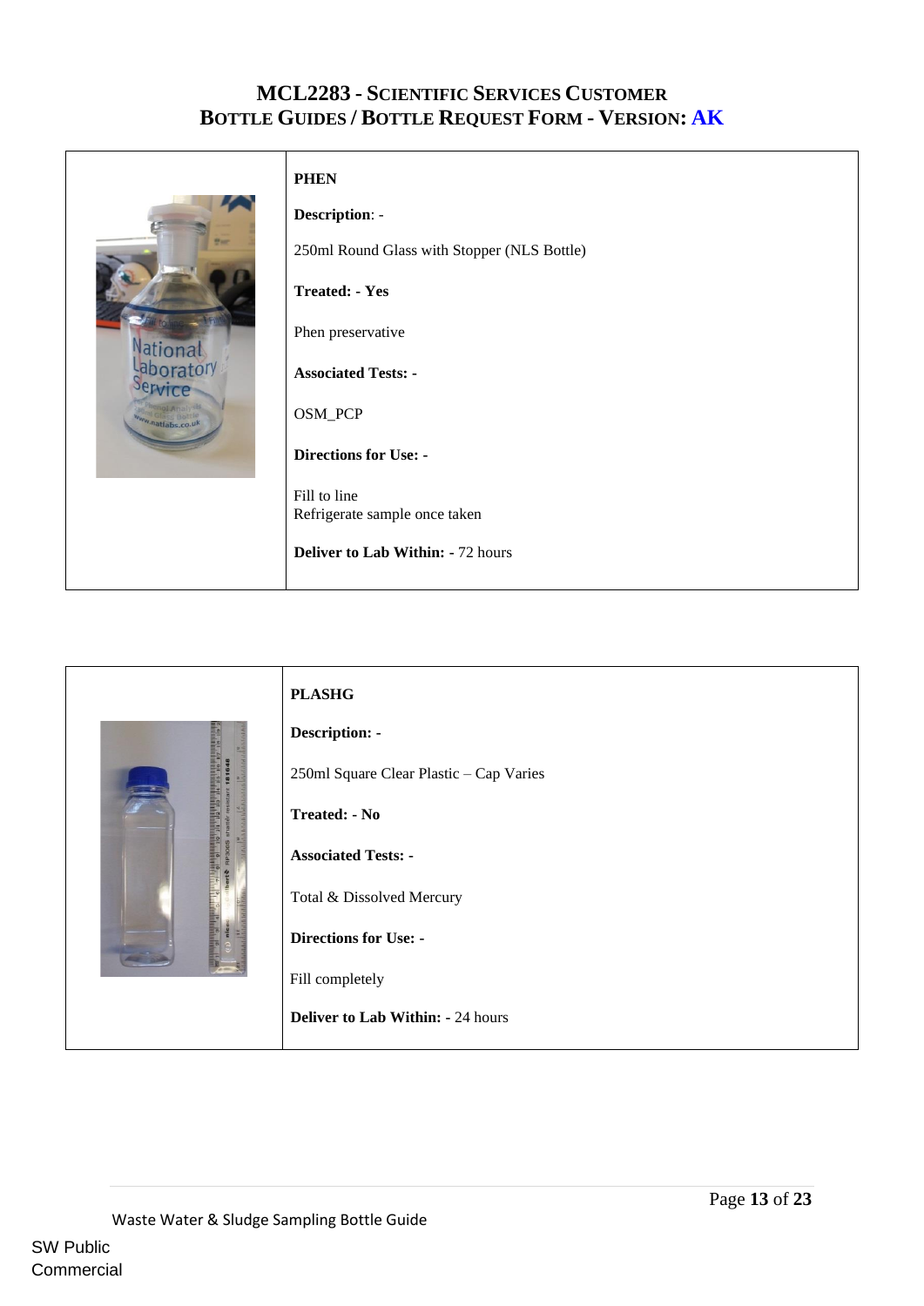**PHEN**

**Description**: -

250ml Round Glass with Stopper (NLS Bottle)

**Treated: - Yes**

Phen preservative

**Associated Tests: -**

OSM_PCP

**Directions for Use: -**

Fill to line
Refrigerate sample once taken

**Deliver to Lab Within:** - 72 hours

**PLASHG**

**Description: -**

250ml Square Clear Plastic – Cap Varies

**Treated: - No**

**Associated Tests: -**

Total & Dissolved Mercury

**Directions for Use: -**

Fill completely

**Deliver to Lab Within:** - 24 hours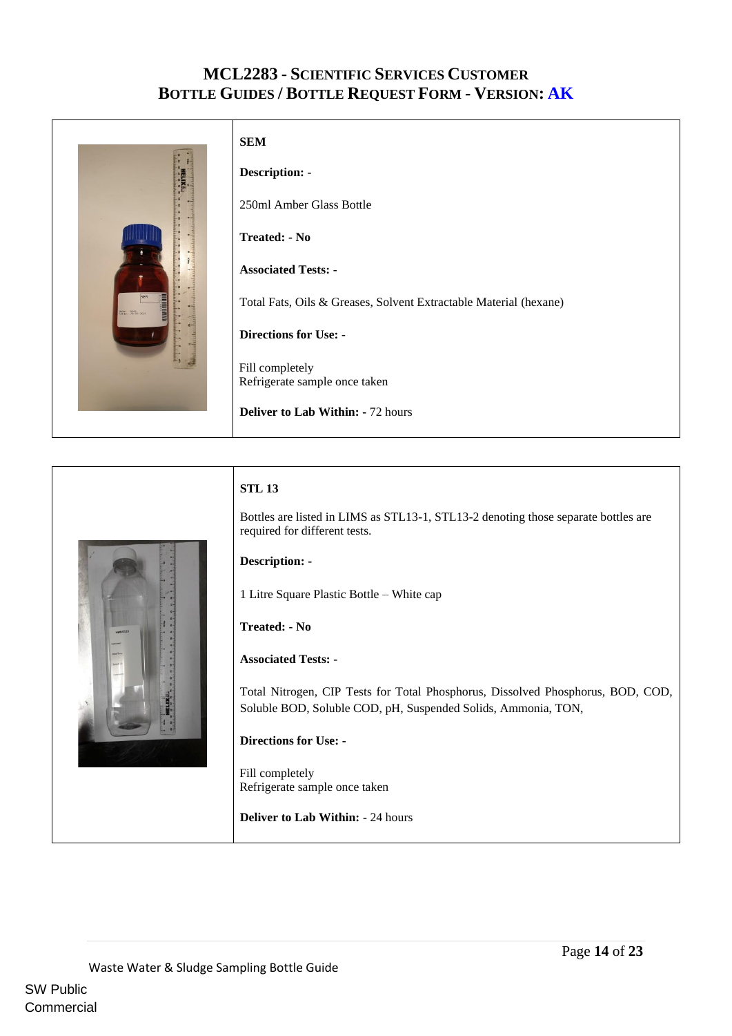**SEM**

**Description: -**

250ml Amber Glass Bottle

**Treated: - No**

**Associated Tests: -**

Total Fats, Oils & Greases, Solvent Extractable Material (hexane)

**Directions for Use: -**

Fill completely
Refrigerate sample once taken

**Deliver to Lab Within:** - 72 hours

---

**STL 13**

Bottles are listed in LIMS as STL13-1, STL13-2 denoting those separate bottles are required for different tests.

**Description: -**

1 Litre Square Plastic Bottle – White cap

**Treated: - No**

**Associated Tests: -**

Total Nitrogen, CIP Tests for Total Phosphorus, Dissolved Phosphorus, BOD, COD, Soluble BOD, Soluble COD, pH, Suspended Solids, Ammonia, TON,

**Directions for Use: -**

Fill completely
Refrigerate sample once taken

**Deliver to Lab Within:** - 24 hours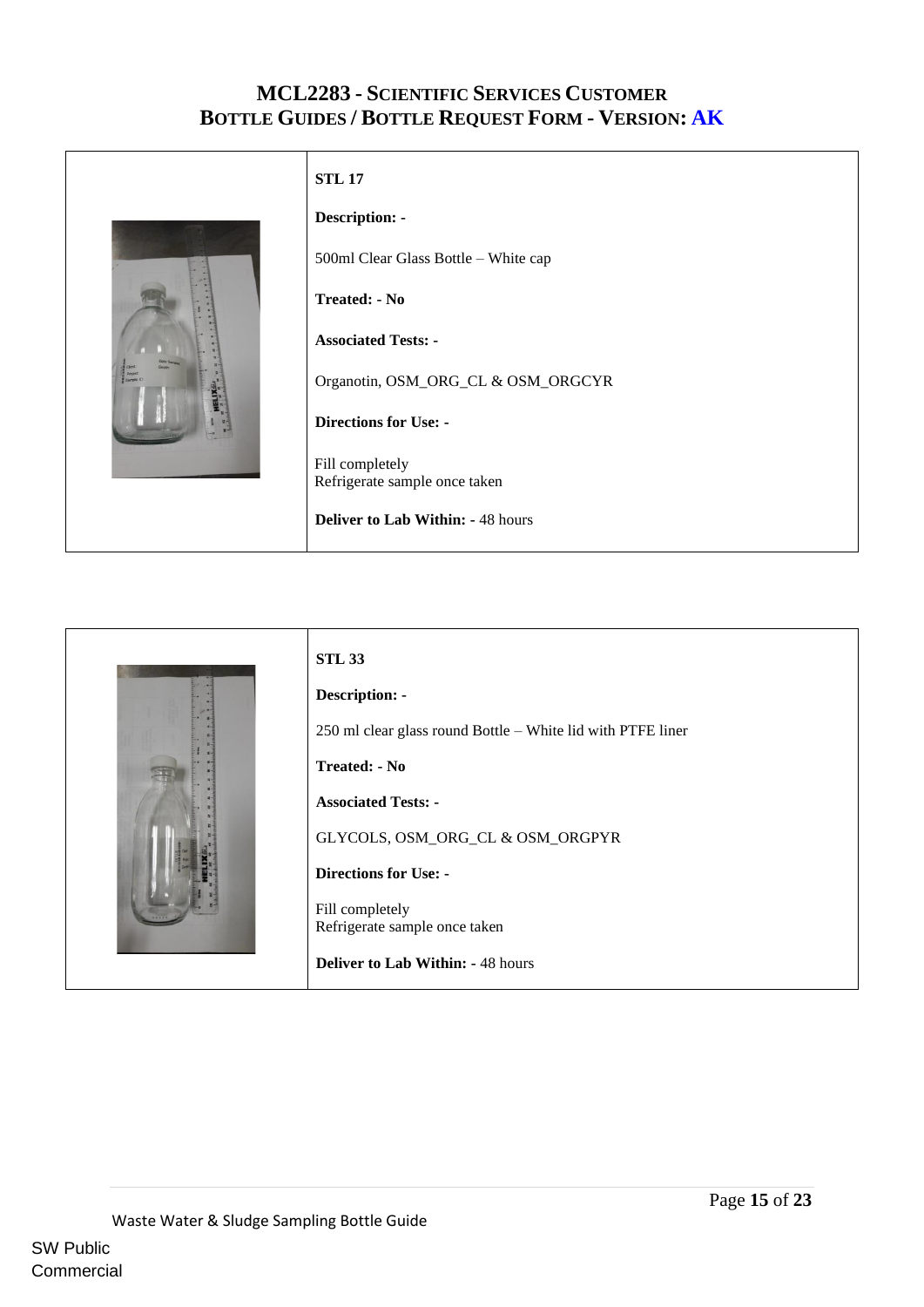**STL 17**

**Description: -**

500ml Clear Glass Bottle – White cap

**Treated: - No**

**Associated Tests: -**

Organotin, OSM_ORG_CL & OSM_ORGCYR

**Directions for Use: -**

Fill completely
Refrigerate sample once taken

**Deliver to Lab Within:** - 48 hours

**STL 33**

**Description: -**

250 ml clear glass round Bottle – White lid with PTFE liner

**Treated: - No**

**Associated Tests: -**

GLYCOLS, OSM_ORG_CL & OSM_ORGPYR

**Directions for Use: -**

Fill completely
Refrigerate sample once taken

**Deliver to Lab Within:** - 48 hours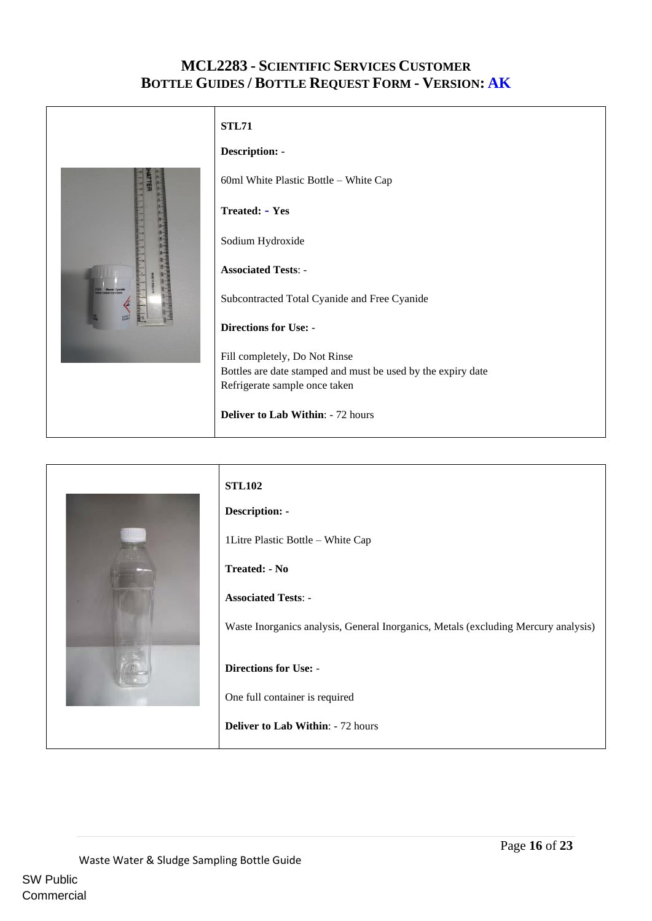**STL71**

**Description:** -

60ml White Plastic Bottle – White Cap

**Treated: - Yes**

Sodium Hydroxide

**Associated Tests**: -

Subcontracted Total Cyanide and Free Cyanide

**Directions for Use:** -

Fill completely, Do Not Rinse
Bottles are date stamped and must be used by the expiry date
Refrigerate sample once taken

**Deliver to Lab Within**: - 72 hours

**STL102**

**Description: -**

1Litre Plastic Bottle – White Cap

**Treated: - No**

**Associated Tests**: -

Waste Inorganics analysis, General Inorganics, Metals (excluding Mercury analysis)

**Directions for Use:** -

One full container is required

**Deliver to Lab Within**: - 72 hours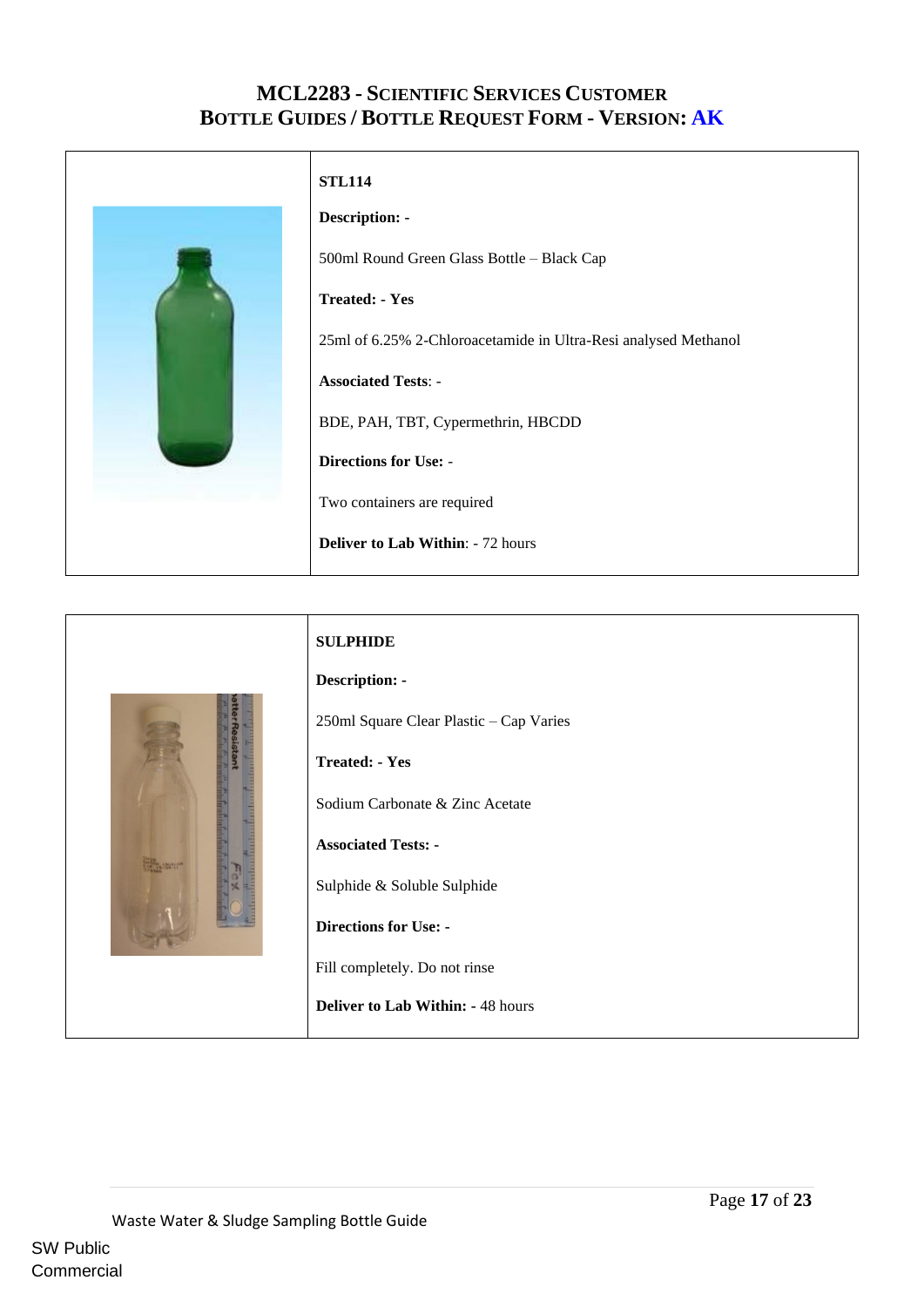# MCL2283 - Scientific Services Customer Bottle Guides / Bottle Request Form - Version: AK

**STL114**

**Description: -**

500ml Round Green Glass Bottle – Black Cap

**Treated: - Yes**

25ml of 6.25% 2-Chloroacetamide in Ultra-Resi analysed Methanol

**Associated Tests**: -

BDE, PAH, TBT, Cypermethrin, HBCDD

**Directions for Use: -**

Two containers are required

**Deliver to Lab Within**: - 72 hours

**SULPHIDE**

**Description: -**

250ml Square Clear Plastic – Cap Varies

**Treated: - Yes**

Sodium Carbonate & Zinc Acetate

**Associated Tests: -**

Sulphide & Soluble Sulphide

**Directions for Use: -**

Fill completely. Do not rinse

**Deliver to Lab Within: -** 48 hours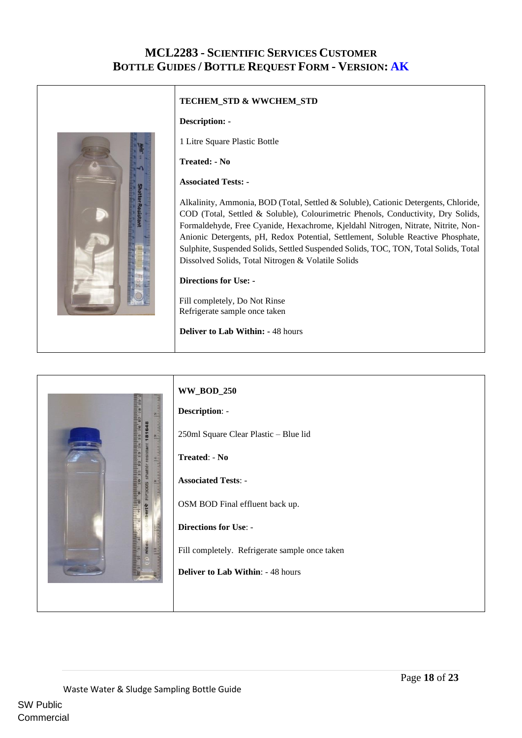# MCL2283 - Scientific Services Customer Bottle Guides / Bottle Request Form - Version: AK

**TECHEM_STD & WWCHEM_STD**

**Description: -**

1 Litre Square Plastic Bottle

**Treated: - No**

**Associated Tests: -**

Alkalinity, Ammonia, BOD (Total, Settled & Soluble), Cationic Detergents, Chloride, COD (Total, Settled & Soluble), Colourimetric Phenols, Conductivity, Dry Solids, Formaldehyde, Free Cyanide, Hexachrome, Kjeldahl Nitrogen, Nitrate, Nitrite, Non-Anionic Detergents, pH, Redox Potential, Settlement, Soluble Reactive Phosphate, Sulphite, Suspended Solids, Settled Suspended Solids, TOC, TON, Total Solids, Total Dissolved Solids, Total Nitrogen & Volatile Solids

**Directions for Use: -**

Fill completely, Do Not Rinse
Refrigerate sample once taken

**Deliver to Lab Within:** - 48 hours

---

**WW_BOD_250**

**Description**: -

250ml Square Clear Plastic – Blue lid

**Treated**: - **No**

**Associated Tests**: -

OSM BOD Final effluent back up.

**Directions for Use**: -

Fill completely. Refrigerate sample once taken

**Deliver to Lab Within**: - 48 hours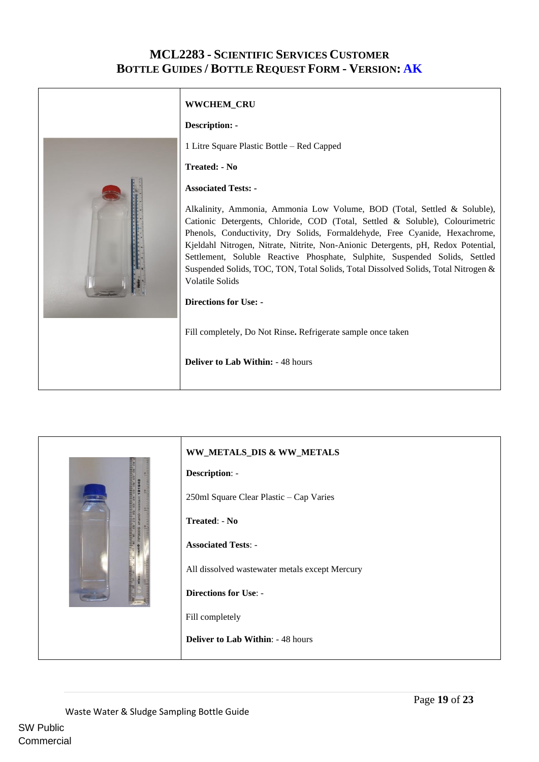# MCL2283 - Scientific Services Customer Bottle Guides / Bottle Request Form - Version: AK

**WWCHEM_CRU**

**Description: -**

1 Litre Square Plastic Bottle – Red Capped

**Treated: - No**

**Associated Tests: -**

Alkalinity, Ammonia, Ammonia Low Volume, BOD (Total, Settled & Soluble), Cationic Detergents, Chloride, COD (Total, Settled & Soluble), Colourimetric Phenols, Conductivity, Dry Solids, Formaldehyde, Free Cyanide, Hexachrome, Kjeldahl Nitrogen, Nitrate, Nitrite, Non-Anionic Detergents, pH, Redox Potential, Settlement, Soluble Reactive Phosphate, Sulphite, Suspended Solids, Settled Suspended Solids, TOC, TON, Total Solids, Total Dissolved Solids, Total Nitrogen & Volatile Solids

**Directions for Use: -**

Fill completely, Do Not Rinse**.** Refrigerate sample once taken

**Deliver to Lab Within:** - 48 hours

---

**WW_METALS_DIS & WW_METALS**

**Description**: -

250ml Square Clear Plastic – Cap Varies

**Treated**: - **No**

**Associated Tests**: -

All dissolved wastewater metals except Mercury

**Directions for Use**: -

Fill completely

**Deliver to Lab Within**: - 48 hours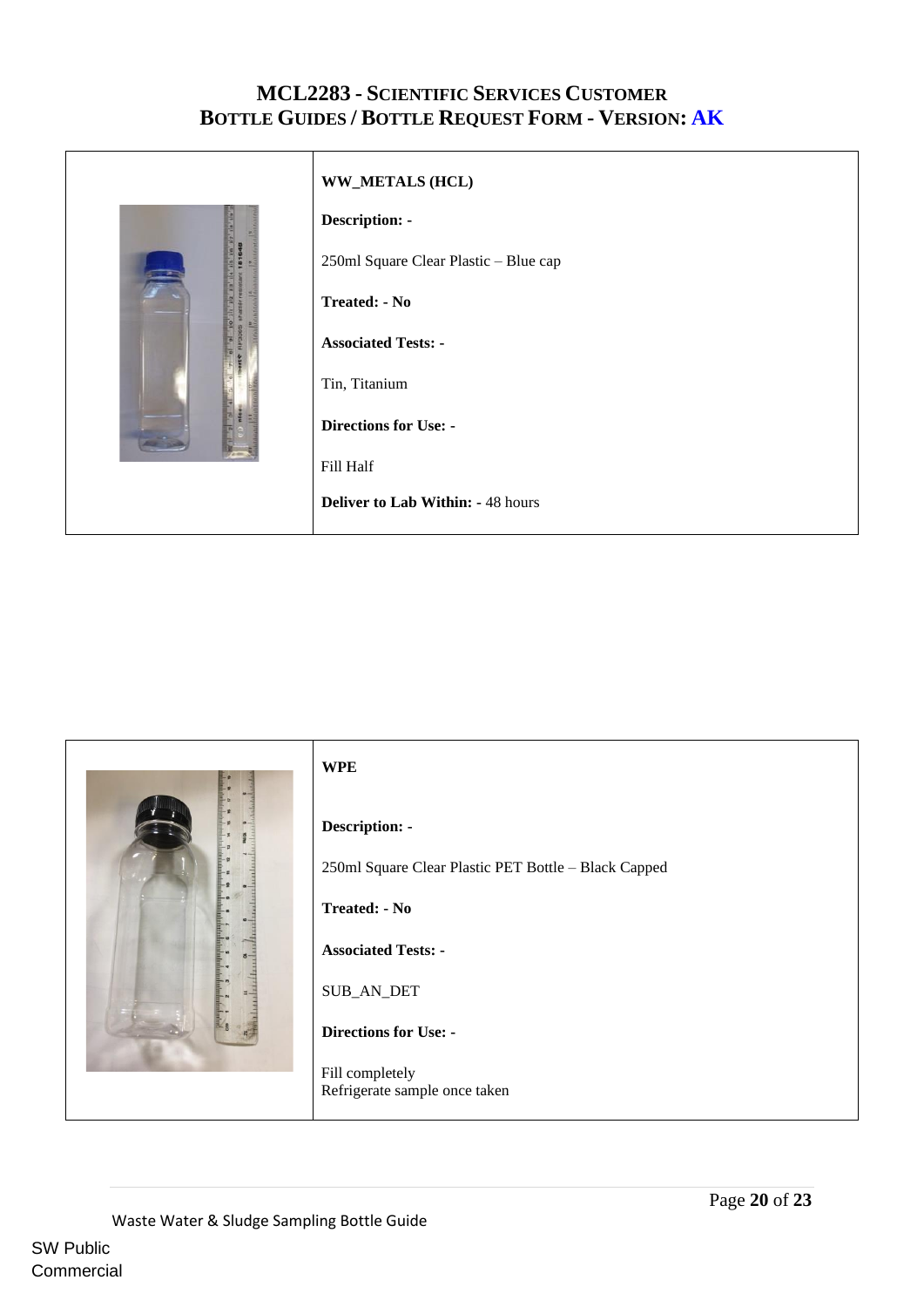# MCL2283 - Scientific Services Customer Bottle Guides / Bottle Request Form - Version: AK

**WW_METALS (HCL)**

**Description: -**

250ml Square Clear Plastic – Blue cap

**Treated: - No**

**Associated Tests: -**

Tin, Titanium

**Directions for Use: -**

Fill Half

**Deliver to Lab Within: -** 48 hours

---

**WPE**

**Description: -**

250ml Square Clear Plastic PET Bottle – Black Capped

**Treated: - No**

**Associated Tests: -**

SUB_AN_DET

**Directions for Use: -**

Fill completely
Refrigerate sample once taken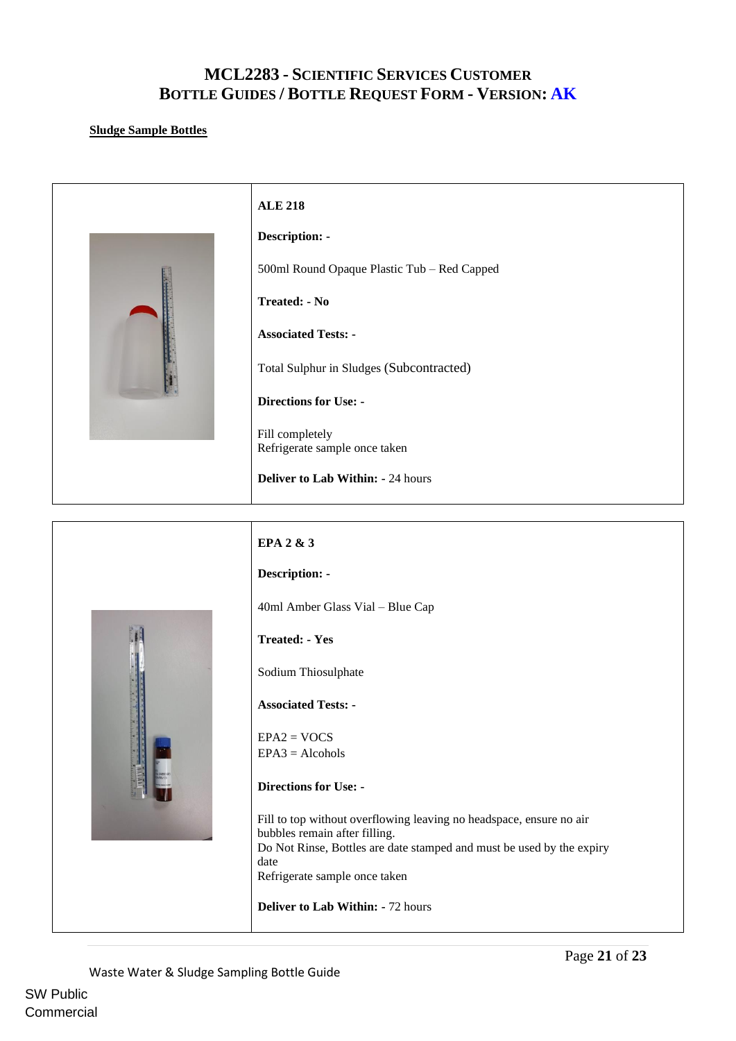# MCL2283 - Scientific Services Customer Bottle Guides / Bottle Request Form - Version: AK

**Sludge Sample Bottles**

**ALE 218**

**Description: -**

500ml Round Opaque Plastic Tub – Red Capped

**Treated: - No**

**Associated Tests: -**

Total Sulphur in Sludges (Subcontracted)

**Directions for Use: -**

Fill completely
Refrigerate sample once taken

**Deliver to Lab Within: -** 24 hours

---

**EPA 2 & 3**

**Description: -**

40ml Amber Glass Vial – Blue Cap

**Treated: - Yes**

Sodium Thiosulphate

**Associated Tests: -**

EPA2 = VOCS
EPA3 = Alcohols

**Directions for Use: -**

Fill to top without overflowing leaving no headspace, ensure no air bubbles remain after filling.
Do Not Rinse, Bottles are date stamped and must be used by the expiry date
Refrigerate sample once taken

**Deliver to Lab Within: -** 72 hours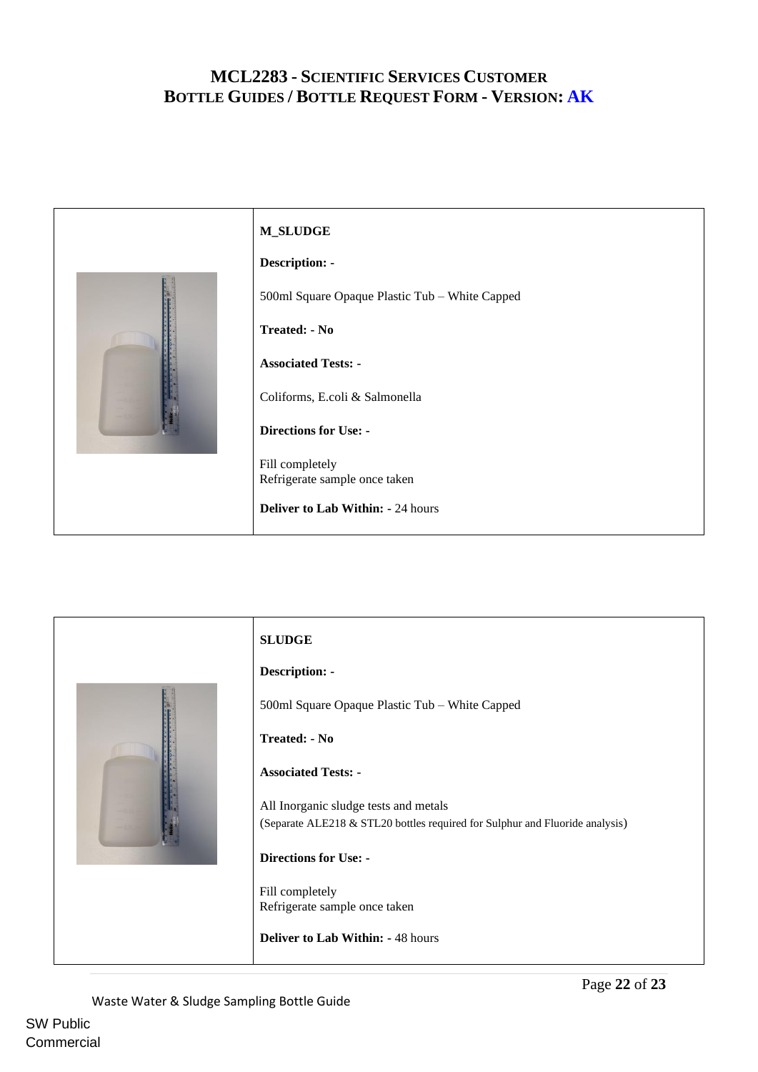**M_SLUDGE**

**Description: -**

500ml Square Opaque Plastic Tub – White Capped

**Treated: - No**

**Associated Tests: -**

Coliforms, E.coli & Salmonella

**Directions for Use: -**

Fill completely
Refrigerate sample once taken

**Deliver to Lab Within:** - 24 hours

**SLUDGE**

**Description: -**

500ml Square Opaque Plastic Tub – White Capped

**Treated: - No**

**Associated Tests: -**

All Inorganic sludge tests and metals
(Separate ALE218 & STL20 bottles required for Sulphur and Fluoride analysis)

**Directions for Use: -**

Fill completely
Refrigerate sample once taken

**Deliver to Lab Within:** - 48 hours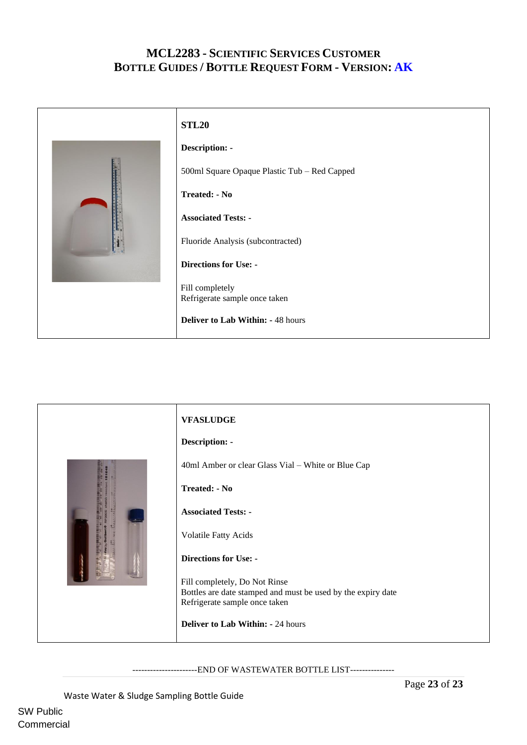**STL20**

**Description: -**

500ml Square Opaque Plastic Tub – Red Capped

**Treated: - No**

**Associated Tests: -**

Fluoride Analysis (subcontracted)

**Directions for Use: -**

Fill completely
Refrigerate sample once taken

**Deliver to Lab Within:** - 48 hours

---

**VFASLUDGE**

**Description: -**

40ml Amber or clear Glass Vial – White or Blue Cap

**Treated: - No**

**Associated Tests: -**

Volatile Fatty Acids

**Directions for Use: -**

Fill completely, Do Not Rinse
Bottles are date stamped and must be used by the expiry date
Refrigerate sample once taken

**Deliver to Lab Within:** - 24 hours

----------------------END OF WASTEWATER BOTTLE LIST---------------